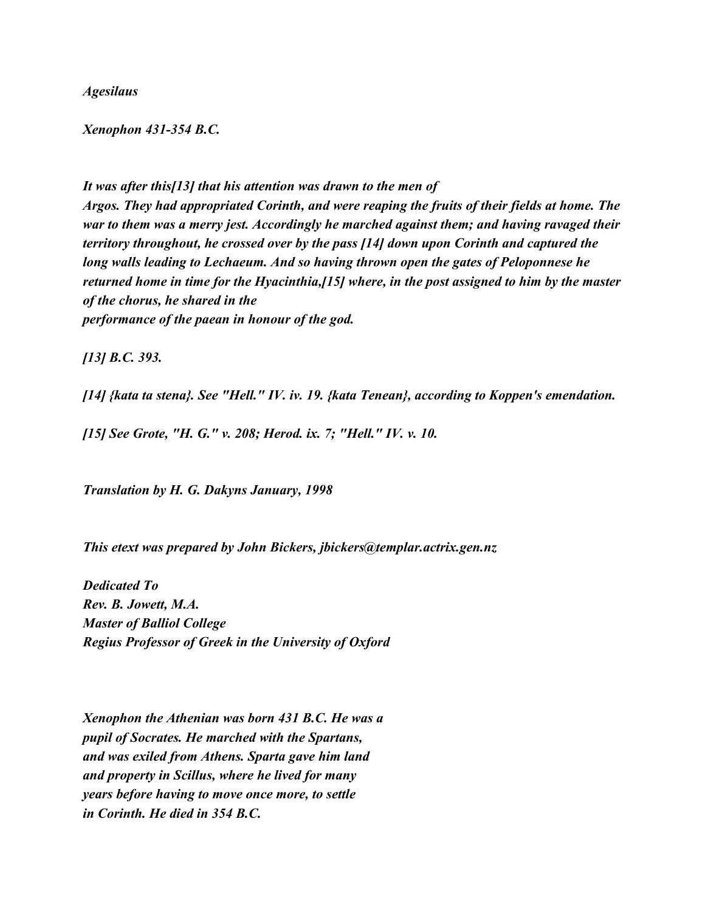*Agesilaus*

*Xenophon 431-354 B.C.*

*It was after this[13] that his attention was drawn to the men of Argos. They had appropriated Corinth, and were reaping the fruits of their fields at home. The war to them was a merry jest. Accordingly he marched against them; and having ravaged their territory throughout, he crossed over by the pass [14] down upon Corinth and captured the long walls leading to Lechaeum. And so having thrown open the gates of Peloponnese he returned home in time for the Hyacinthia,[15] where, in the post assigned to him by the master of the chorus, he shared in the performance of the paean in honour of the god.*

*[13] B.C. 393.*

*[14] {kata ta stena}. See "Hell." IV. iv. 19. {kata Tenean}, according to Koppen's emendation.*

*[15] See Grote, "H. G." v. 208; Herod. ix. 7; "Hell." IV. v. 10.*

*Translation by H. G. Dakyns January, 1998*

*This etext was prepared by John Bickers, jbickers@templar.actrix.gen.nz*

*Dedicated To*
*Rev. B. Jowett, M.A.*
*Master of Balliol College*
*Regius Professor of Greek in the University of Oxford*

*Xenophon the Athenian was born 431 B.C. He was a pupil of Socrates. He marched with the Spartans, and was exiled from Athens. Sparta gave him land and property in Scillus, where he lived for many years before having to move once more, to settle in Corinth. He died in 354 B.C.*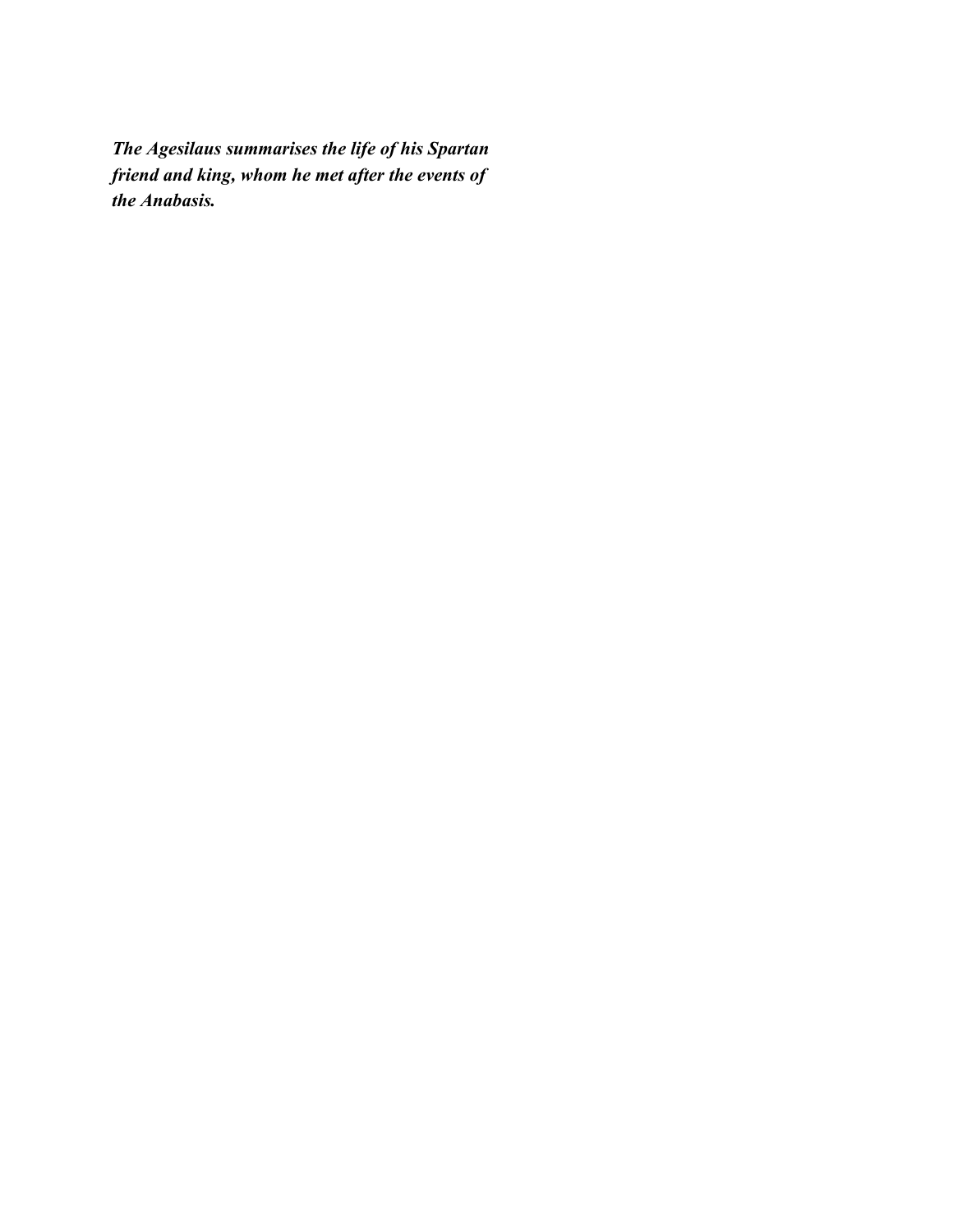***The Agesilaus summarises the life of his Spartan friend and king, whom he met after the events of the Anabasis.***